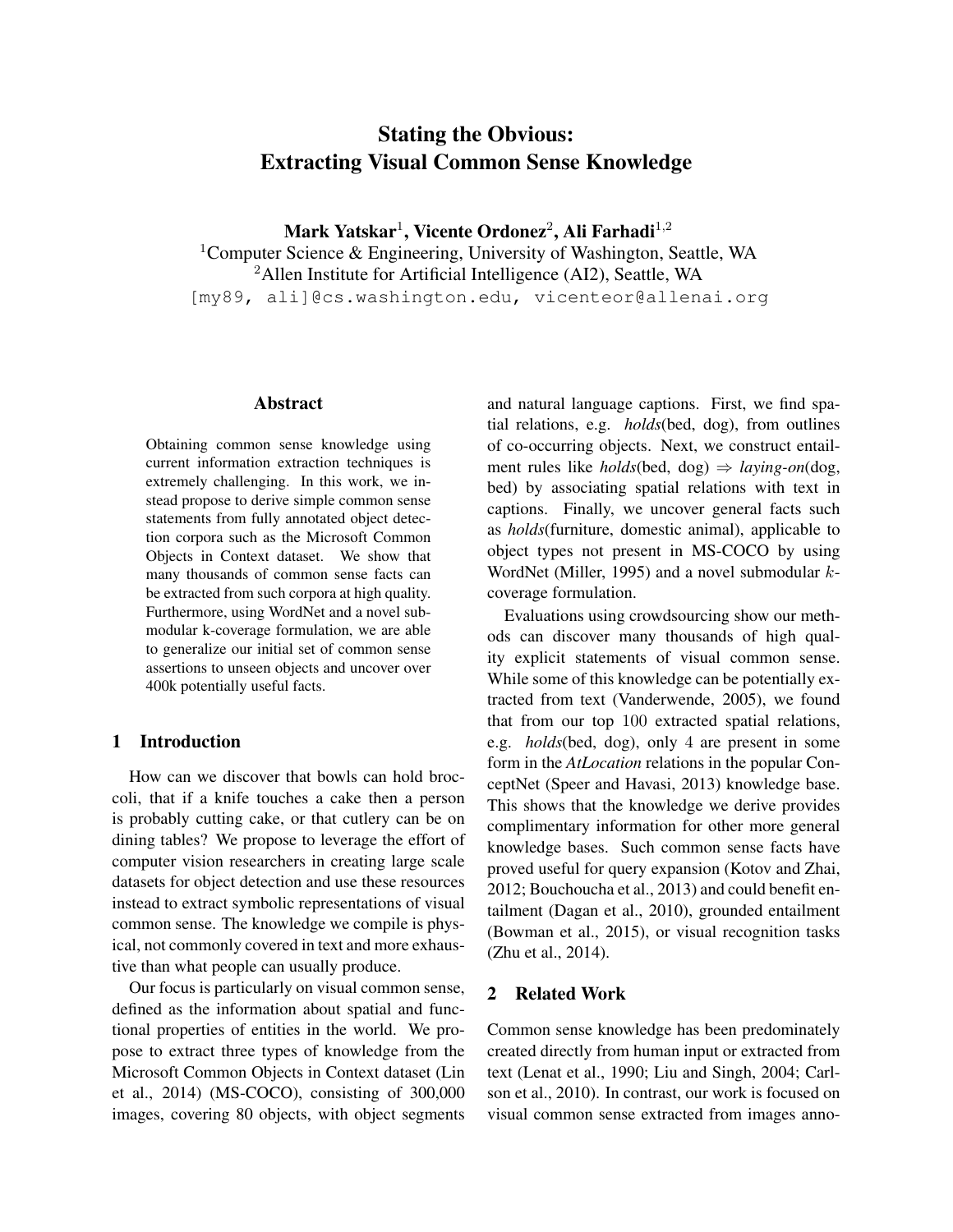# Stating the Obvious: Extracting Visual Common Sense Knowledge

**Mark Yatskar[1], Vicente Ordonez[2], Ali Farhadi[1,2]**

[1]Computer Science & Engineering, University of Washington, Seattle, WA

[2]Allen Institute for Artificial Intelligence (AI2), Seattle, WA

[my89, ali]@cs.washington.edu, vicenteor@allenai.org

## Abstract

Obtaining common sense knowledge using current information extraction techniques is extremely challenging. In this work, we instead propose to derive simple common sense statements from fully annotated object detection corpora such as the Microsoft Common Objects in Context dataset. We show that many thousands of common sense facts can be extracted from such corpora at high quality. Furthermore, using WordNet and a novel submodular k-coverage formulation, we are able to generalize our initial set of common sense assertions to unseen objects and uncover over 400k potentially useful facts.

## 1 Introduction

How can we discover that bowls can hold broccoli, that if a knife touches a cake then a person is probably cutting cake, or that cutlery can be on dining tables? We propose to leverage the effort of computer vision researchers in creating large scale datasets for object detection and use these resources instead to extract symbolic representations of visual common sense. The knowledge we compile is physical, not commonly covered in text and more exhaustive than what people can usually produce.

Our focus is particularly on visual common sense, defined as the information about spatial and functional properties of entities in the world. We propose to extract three types of knowledge from the Microsoft Common Objects in Context dataset (Lin et al., 2014) (MS-COCO), consisting of 300,000 images, covering 80 objects, with object segments and natural language captions. First, we find spatial relations, e.g. *holds*(bed, dog), from outlines of co-occurring objects. Next, we construct entailment rules like *holds*(bed, dog) ⇒ *laying-on*(dog, bed) by associating spatial relations with text in captions. Finally, we uncover general facts such as *holds*(furniture, domestic animal), applicable to object types not present in MS-COCO by using WordNet (Miller, 1995) and a novel submodular $k$-coverage formulation.

Evaluations using crowdsourcing show our methods can discover many thousands of high quality explicit statements of visual common sense. While some of this knowledge can be potentially extracted from text (Vanderwende, 2005), we found that from our top 100 extracted spatial relations, e.g. *holds*(bed, dog), only 4 are present in some form in the *AtLocation* relations in the popular ConceptNet (Speer and Havasi, 2013) knowledge base. This shows that the knowledge we derive provides complimentary information for other more general knowledge bases. Such common sense facts have proved useful for query expansion (Kotov and Zhai, 2012; Bouchoucha et al., 2013) and could benefit entailment (Dagan et al., 2010), grounded entailment (Bowman et al., 2015), or visual recognition tasks (Zhu et al., 2014).

## 2 Related Work

Common sense knowledge has been predominately created directly from human input or extracted from text (Lenat et al., 1990; Liu and Singh, 2004; Carlson et al., 2010). In contrast, our work is focused on visual common sense extracted from images anno-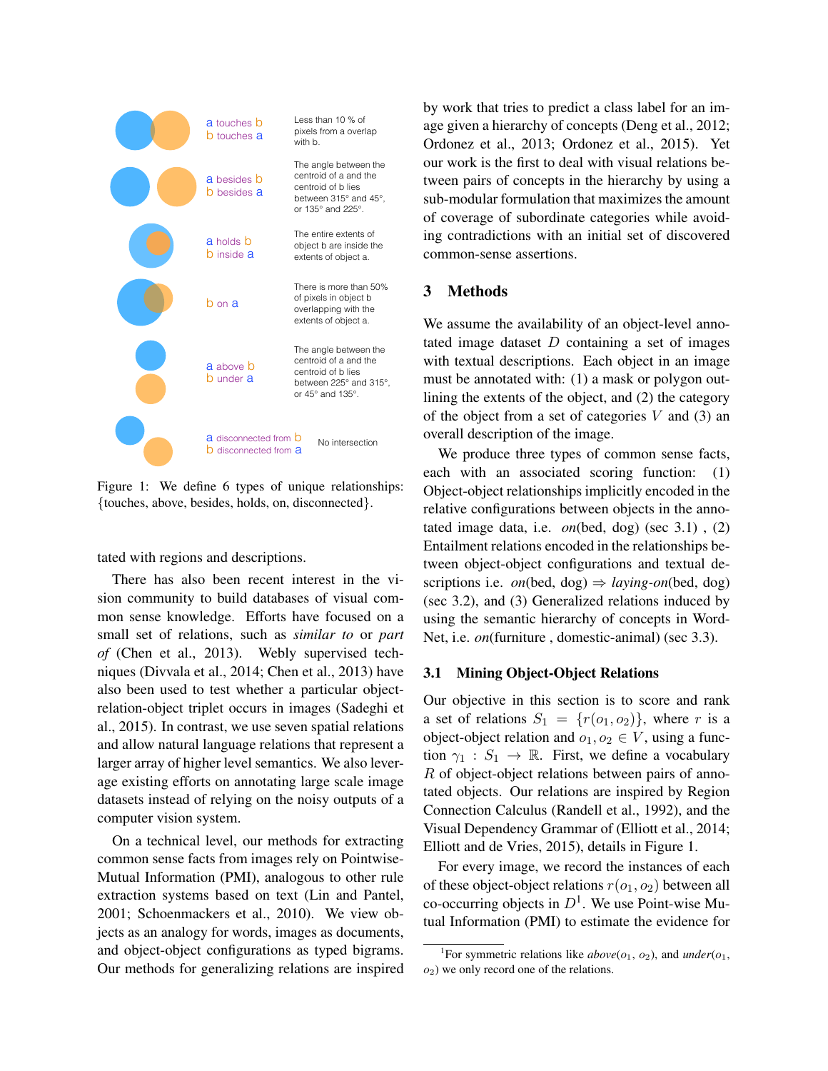a touches b
b touches a

Less than 10 % of pixels from a overlap with b.

a besides b
b besides a

The angle between the centroid of a and the centroid of b lies between 315° and 45°, or 135° and 225°.

a holds b
b inside a

The entire extents of object b are inside the extents of object a.

b on a

There is more than 50% of pixels in object b overlapping with the extents of object a.

a above b
b under a

The angle between the centroid of a and the centroid of b lies between 225° and 315°, or 45° and 135°.

a disconnected from b
b disconnected from a

No intersection

Figure 1: We define 6 types of unique relationships: {touches, above, besides, holds, on, disconnected}.

tated with regions and descriptions.

There has also been recent interest in the vision community to build databases of visual common sense knowledge. Efforts have focused on a small set of relations, such as *similar to* or *part of* (Chen et al., 2013). Webly supervised techniques (Divvala et al., 2014; Chen et al., 2013) have also been used to test whether a particular object-relation-object triplet occurs in images (Sadeghi et al., 2015). In contrast, we use seven spatial relations and allow natural language relations that represent a larger array of higher level semantics. We also leverage existing efforts on annotating large scale image datasets instead of relying on the noisy outputs of a computer vision system.

On a technical level, our methods for extracting common sense facts from images rely on Pointwise-Mutual Information (PMI), analogous to other rule extraction systems based on text (Lin and Pantel, 2001; Schoenmackers et al., 2010). We view objects as an analogy for words, images as documents, and object-object configurations as typed bigrams. Our methods for generalizing relations are inspired by work that tries to predict a class label for an image given a hierarchy of concepts (Deng et al., 2012; Ordonez et al., 2013; Ordonez et al., 2015). Yet our work is the first to deal with visual relations between pairs of concepts in the hierarchy by using a sub-modular formulation that maximizes the amount of coverage of subordinate categories while avoiding contradictions with an initial set of discovered common-sense assertions.

## 3 Methods

We assume the availability of an object-level annotated image dataset $D$ containing a set of images with textual descriptions. Each object in an image must be annotated with: (1) a mask or polygon outlining the extents of the object, and (2) the category of the object from a set of categories $V$ and (3) an overall description of the image.

We produce three types of common sense facts, each with an associated scoring function: (1) Object-object relationships implicitly encoded in the relative configurations between objects in the annotated image data, i.e. *on*(bed, dog) (sec 3.1) , (2) Entailment relations encoded in the relationships between object-object configurations and textual descriptions i.e. *on*(bed, dog) $\Rightarrow$ *laying-on*(bed, dog) (sec 3.2), and (3) Generalized relations induced by using the semantic hierarchy of concepts in WordNet, i.e. *on*(furniture , domestic-animal) (sec 3.3).

### 3.1 Mining Object-Object Relations

Our objective in this section is to score and rank a set of relations $S_1 = \{r(o_1, o_2)\}$, where $r$ is a object-object relation and $o_1, o_2 \in V$, using a function $\gamma_1 : S_1 \rightarrow \mathbb{R}$. First, we define a vocabulary $R$ of object-object relations between pairs of annotated objects. Our relations are inspired by Region Connection Calculus (Randell et al., 1992), and the Visual Dependency Grammar of (Elliott et al., 2014; Elliott and de Vries, 2015), details in Figure 1.

For every image, we record the instances of each of these object-object relations $r(o_1, o_2)$ between all co-occurring objects in $D$[1]. We use Point-wise Mutual Information (PMI) to estimate the evidence for

[1]For symmetric relations like *above*($o_1$, $o_2$), and *under*($o_1$, $o_2$) we only record one of the relations.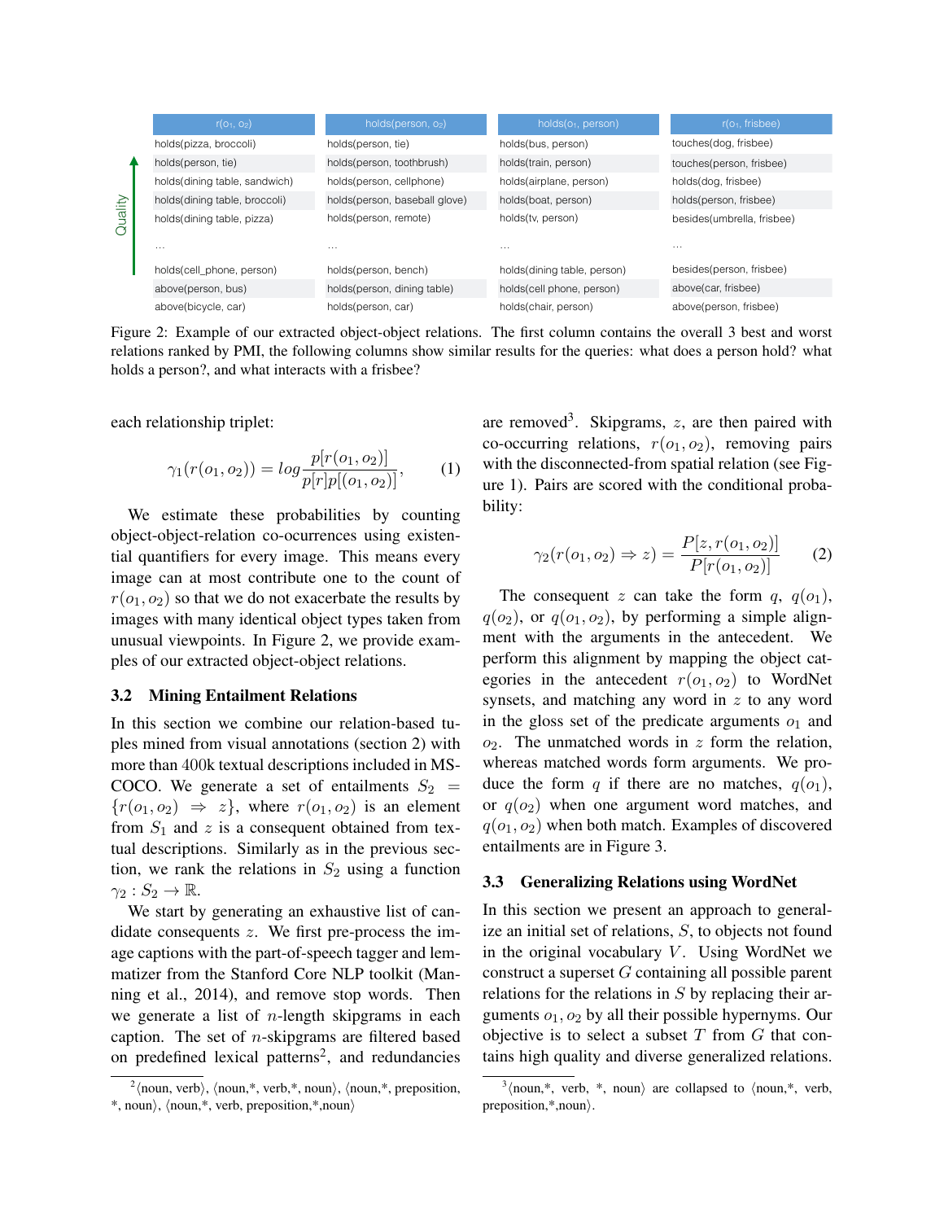| $r(o_1, o_2)$ | holds(person, $o_2$) | holds($o_1$, person) | $r(o_1$, frisbee) |
|---|---|---|---|
| holds(pizza, broccoli) | holds(person, tie) | holds(bus, person) | touches(dog, frisbee) |
| holds(person, tie) | holds(person, toothbrush) | holds(train, person) | touches(person, frisbee) |
| holds(dining table, sandwich) | holds(person, cellphone) | holds(airplane, person) | holds(dog, frisbee) |
| holds(dining table, broccoli) | holds(person, baseball glove) | holds(boat, person) | holds(person, frisbee) |
| holds(dining table, pizza) | holds(person, remote) | holds(tv, person) | besides(umbrella, frisbee) |
| ... | ... | ... | ... |
| holds(cell_phone, person) | holds(person, bench) | holds(dining table, person) | besides(person, frisbee) |
| above(person, bus) | holds(person, dining table) | holds(cell phone, person) | above(car, frisbee) |
| above(bicycle, car) | holds(person, car) | holds(chair, person) | above(person, frisbee) |

Figure 2: Example of our extracted object-object relations. The first column contains the overall 3 best and worst relations ranked by PMI, the following columns show similar results for the queries: what does a person hold? what holds a person?, and what interacts with a frisbee?

each relationship triplet:

$$\gamma_1(r(o_1, o_2)) = log\frac{p[r(o_1, o_2)]}{p[r]p[(o_1, o_2)]}, \quad (1)$$

We estimate these probabilities by counting object-object-relation co-ocurrences using existential quantifiers for every image. This means every image can at most contribute one to the count of $r(o_1, o_2)$ so that we do not exacerbate the results by images with many identical object types taken from unusual viewpoints. In Figure 2, we provide examples of our extracted object-object relations.

### 3.2 Mining Entailment Relations

In this section we combine our relation-based tuples mined from visual annotations (section 2) with more than 400k textual descriptions included in MS-COCO. We generate a set of entailments $S_2 = \{r(o_1, o_2) \Rightarrow z\}$, where $r(o_1, o_2)$ is an element from $S_1$ and $z$ is a consequent obtained from textual descriptions. Similarly as in the previous section, we rank the relations in $S_2$ using a function $\gamma_2 : S_2 \rightarrow \mathbb{R}$.

We start by generating an exhaustive list of candidate consequents $z$. We first pre-process the image captions with the part-of-speech tagger and lemmatizer from the Stanford Core NLP toolkit (Manning et al., 2014), and remove stop words. Then we generate a list of $n$-length skipgrams in each caption. The set of $n$-skipgrams are filtered based on predefined lexical patterns[2], and redundancies are removed[3]. Skipgrams, $z$, are then paired with co-occurring relations, $r(o_1, o_2)$, removing pairs with the disconnected-from spatial relation (see Figure 1). Pairs are scored with the conditional probability:

$$\gamma_2(r(o_1, o_2) \Rightarrow z) = \frac{P[z, r(o_1, o_2)]}{P[r(o_1, o_2)]} \quad (2)$$

The consequent $z$ can take the form $q$, $q(o_1)$, $q(o_2)$, or $q(o_1, o_2)$, by performing a simple alignment with the arguments in the antecedent. We perform this alignment by mapping the object categories in the antecedent $r(o_1, o_2)$ to WordNet synsets, and matching any word in $z$ to any word in the gloss set of the predicate arguments $o_1$ and $o_2$. The unmatched words in $z$ form the relation, whereas matched words form arguments. We produce the form $q$ if there are no matches, $q(o_1)$, or $q(o_2)$ when one argument word matches, and $q(o_1, o_2)$ when both match. Examples of discovered entailments are in Figure 3.

### 3.3 Generalizing Relations using WordNet

In this section we present an approach to generalize an initial set of relations, $S$, to objects not found in the original vocabulary $V$. Using WordNet we construct a superset $G$ containing all possible parent relations for the relations in $S$ by replacing their arguments $o_1, o_2$ by all their possible hypernyms. Our objective is to select a subset $T$ from $G$ that contains high quality and diverse generalized relations.

[2] ⟨noun, verb⟩, ⟨noun,*, verb,*, noun⟩, ⟨noun,*, preposition, *, noun⟩, ⟨noun,*, verb, preposition,*,noun⟩

[3] ⟨noun,*, verb, *, noun⟩ are collapsed to ⟨noun,*, verb, preposition,*,noun⟩.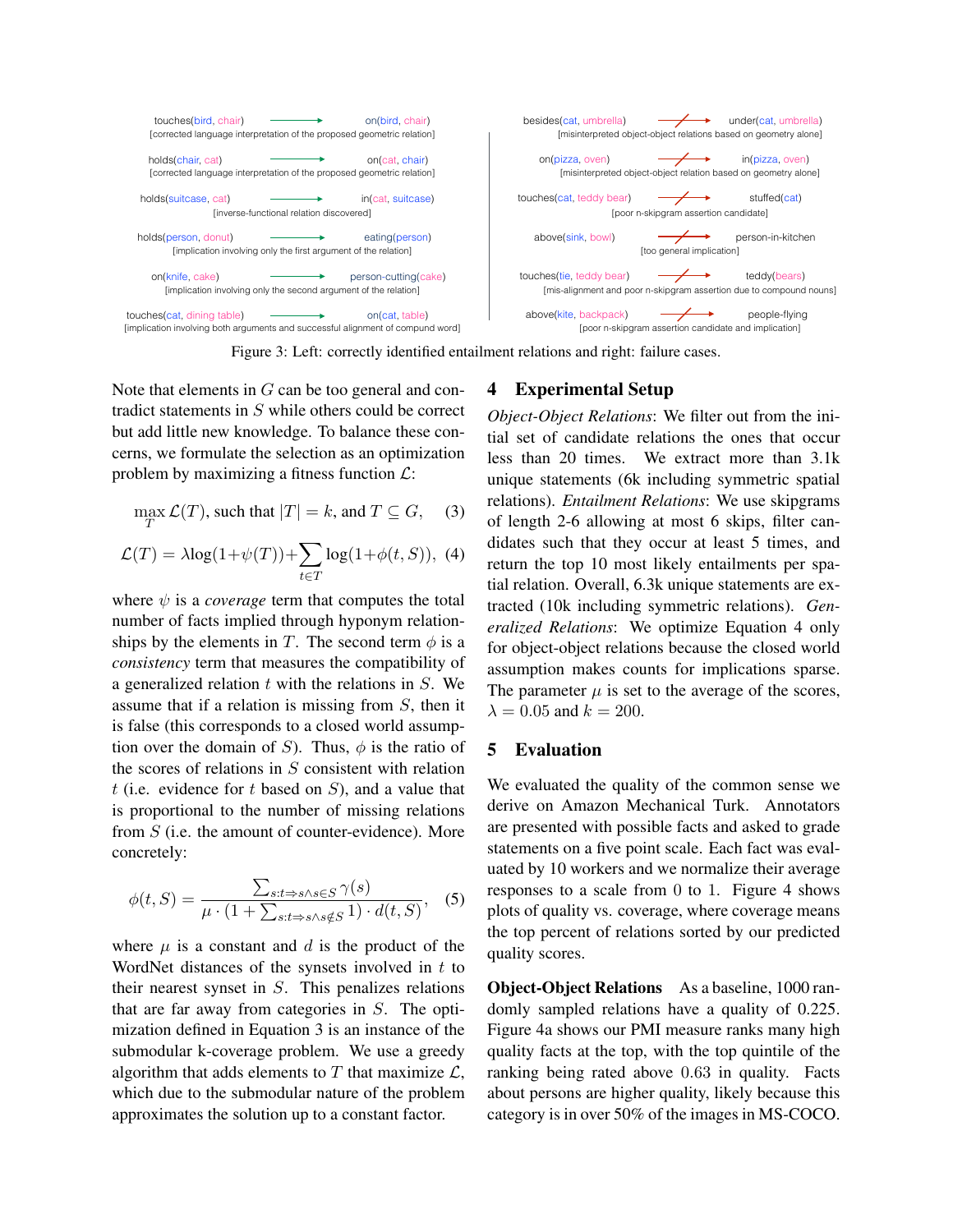touches(bird, chair) → on(bird, chair)
[corrected language interpretation of the proposed geometric relation]

holds(chair, cat) → on(cat, chair)
[corrected language interpretation of the proposed geometric relation]

holds(suitcase, cat) → in(cat, suitcase)
[inverse-functional relation discovered]

holds(person, donut) → eating(person)
[implication involving only the first argument of the relation]

on(knife, cake) → person-cutting(cake)
[implication involving only the second argument of the relation]

touches(cat, dining table) → on(cat, table)
[implication involving both arguments and successful alignment of compund word]

besides(cat, umbrella) ↛ under(cat, umbrella)
[misinterpreted object-object relations based on geometry alone]

on(pizza, oven) ↛ in(pizza, oven)
[misinterpreted object-object relation based on geometry alone]

touches(cat, teddy bear) ↛ stuffed(cat)
[poor n-skipgram assertion candidate]

above(sink, bowl) ↛ person-in-kitchen
[too general implication]

touches(tie, teddy bear) ↛ teddy(bears)
[mis-alignment and poor n-skipgram assertion due to compound nouns]

above(kite, backpack) ↛ people-flying
[poor n-skipgram assertion candidate and implication]

Figure 3: Left: correctly identified entailment relations and right: failure cases.

Note that elements in $G$ can be too general and contradict statements in $S$ while others could be correct but add little new knowledge. To balance these concerns, we formulate the selection as an optimization problem by maximizing a fitness function $\mathcal{L}$:

$$\max_{T} \mathcal{L}(T), \text{ such that } |T| = k, \text{ and } T \subseteq G, \quad (3)$$

$$\mathcal{L}(T) = \lambda \log(1+\psi(T)) + \sum_{t \in T} \log(1+\phi(t,S)), \quad (4)$$

where $\psi$ is a *coverage* term that computes the total number of facts implied through hyponym relationships by the elements in $T$. The second term $\phi$ is a *consistency* term that measures the compatibility of a generalized relation $t$ with the relations in $S$. We assume that if a relation is missing from $S$, then it is false (this corresponds to a closed world assumption over the domain of $S$). Thus, $\phi$ is the ratio of the scores of relations in $S$ consistent with relation $t$ (i.e. evidence for $t$ based on $S$), and a value that is proportional to the number of missing relations from $S$ (i.e. the amount of counter-evidence). More concretely:

$$\phi(t,S) = \frac{\sum_{s:t \Rightarrow s \wedge s \in S} \gamma(s)}{\mu \cdot (1 + \sum_{s:t \Rightarrow s \wedge s \notin S} 1) \cdot d(t,S)}, \quad (5)$$

where $\mu$ is a constant and $d$ is the product of the WordNet distances of the synsets involved in $t$ to their nearest synset in $S$. This penalizes relations that are far away from categories in $S$. The optimization defined in Equation 3 is an instance of the submodular k-coverage problem. We use a greedy algorithm that adds elements to $T$ that maximize $\mathcal{L}$, which due to the submodular nature of the problem approximates the solution up to a constant factor.

## 4 Experimental Setup

*Object-Object Relations*: We filter out from the initial set of candidate relations the ones that occur less than 20 times. We extract more than 3.1k unique statements (6k including symmetric spatial relations). *Entailment Relations*: We use skipgrams of length 2-6 allowing at most 6 skips, filter candidates such that they occur at least 5 times, and return the top 10 most likely entailments per spatial relation. Overall, 6.3k unique statements are extracted (10k including symmetric relations). *Generalized Relations*: We optimize Equation 4 only for object-object relations because the closed world assumption makes counts for implications sparse. The parameter $\mu$ is set to the average of the scores, $\lambda = 0.05$ and $k = 200$.

## 5 Evaluation

We evaluated the quality of the common sense we derive on Amazon Mechanical Turk. Annotators are presented with possible facts and asked to grade statements on a five point scale. Each fact was evaluated by 10 workers and we normalize their average responses to a scale from 0 to 1. Figure 4 shows plots of quality vs. coverage, where coverage means the top percent of relations sorted by our predicted quality scores.

**Object-Object Relations** As a baseline, 1000 randomly sampled relations have a quality of 0.225. Figure 4a shows our PMI measure ranks many high quality facts at the top, with the top quintile of the ranking being rated above 0.63 in quality. Facts about persons are higher quality, likely because this category is in over 50% of the images in MS-COCO.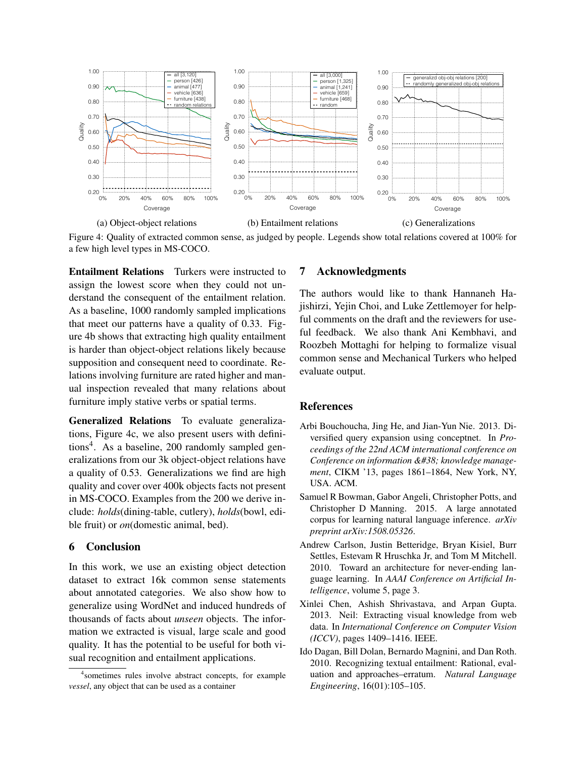(a) Object-object relations (b) Entailment relations (c) Generalizations

Figure 4: Quality of extracted common sense, as judged by people. Legends show total relations covered at 100% for a few high level types in MS-COCO.

**Entailment Relations** Turkers were instructed to assign the lowest score when they could not understand the consequent of the entailment relation. As a baseline, 1000 randomly sampled implications that meet our patterns have a quality of 0.33. Figure 4b shows that extracting high quality entailment is harder than object-object relations likely because supposition and consequent need to coordinate. Relations involving furniture are rated higher and manual inspection revealed that many relations about furniture imply stative verbs or spatial terms.

**Generalized Relations** To evaluate generalizations, Figure 4c, we also present users with definitions[4]. As a baseline, 200 randomly sampled generalizations from our 3k object-object relations have a quality of 0.53. Generalizations we find are high quality and cover over 400k objects facts not present in MS-COCO. Examples from the 200 we derive include: *holds*(dining-table, cutlery), *holds*(bowl, edible fruit) or *on*(domestic animal, bed).

## 6 Conclusion

In this work, we use an existing object detection dataset to extract 16k common sense statements about annotated categories. We also show how to generalize using WordNet and induced hundreds of thousands of facts about *unseen* objects. The information we extracted is visual, large scale and good quality. It has the potential to be useful for both visual recognition and entailment applications.

[4]sometimes rules involve abstract concepts, for example *vessel*, any object that can be used as a container

## 7 Acknowledgments

The authors would like to thank Hannaneh Hajishirzi, Yejin Choi, and Luke Zettlemoyer for helpful comments on the draft and the reviewers for useful feedback. We also thank Ani Kembhavi, and Roozbeh Mottaghi for helping to formalize visual common sense and Mechanical Turkers who helped evaluate output.

## References

Arbi Bouchoucha, Jing He, and Jian-Yun Nie. 2013. Diversified query expansion using conceptnet. In *Proceedings of the 22nd ACM international conference on Conference on information &#38; knowledge management*, CIKM '13, pages 1861–1864, New York, NY, USA. ACM.

Samuel R Bowman, Gabor Angeli, Christopher Potts, and Christopher D Manning. 2015. A large annotated corpus for learning natural language inference. *arXiv preprint arXiv:1508.05326*.

Andrew Carlson, Justin Betteridge, Bryan Kisiel, Burr Settles, Estevam R Hruschka Jr, and Tom M Mitchell. 2010. Toward an architecture for never-ending language learning. In *AAAI Conference on Artificial Intelligence*, volume 5, page 3.

Xinlei Chen, Ashish Shrivastava, and Arpan Gupta. 2013. Neil: Extracting visual knowledge from web data. In *International Conference on Computer Vision (ICCV)*, pages 1409–1416. IEEE.

Ido Dagan, Bill Dolan, Bernardo Magnini, and Dan Roth. 2010. Recognizing textual entailment: Rational, evaluation and approaches–erratum. *Natural Language Engineering*, 16(01):105–105.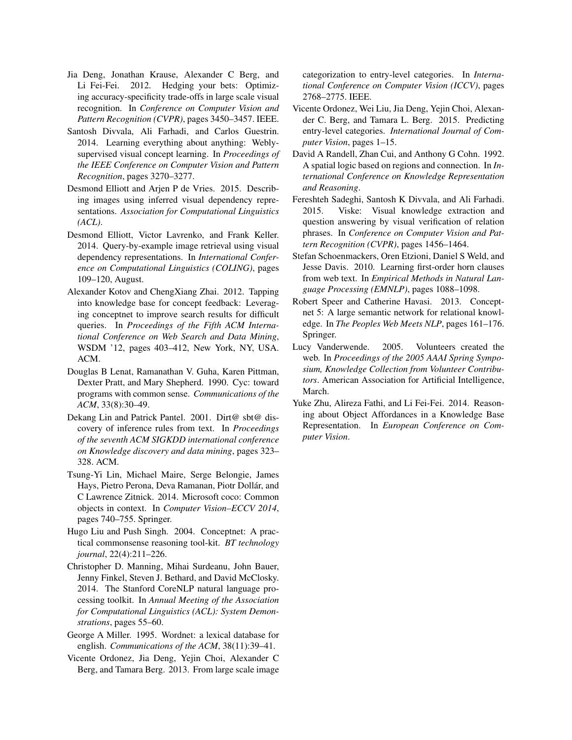Jia Deng, Jonathan Krause, Alexander C Berg, and Li Fei-Fei. 2012. Hedging your bets: Optimizing accuracy-specificity trade-offs in large scale visual recognition. In *Conference on Computer Vision and Pattern Recognition (CVPR)*, pages 3450–3457. IEEE.

Santosh Divvala, Ali Farhadi, and Carlos Guestrin. 2014. Learning everything about anything: Webly-supervised visual concept learning. In *Proceedings of the IEEE Conference on Computer Vision and Pattern Recognition*, pages 3270–3277.

Desmond Elliott and Arjen P de Vries. 2015. Describing images using inferred visual dependency representations. *Association for Computational Linguistics (ACL)*.

Desmond Elliott, Victor Lavrenko, and Frank Keller. 2014. Query-by-example image retrieval using visual dependency representations. In *International Conference on Computational Linguistics (COLING)*, pages 109–120, August.

Alexander Kotov and ChengXiang Zhai. 2012. Tapping into knowledge base for concept feedback: Leveraging conceptnet to improve search results for difficult queries. In *Proceedings of the Fifth ACM International Conference on Web Search and Data Mining*, WSDM '12, pages 403–412, New York, NY, USA. ACM.

Douglas B Lenat, Ramanathan V. Guha, Karen Pittman, Dexter Pratt, and Mary Shepherd. 1990. Cyc: toward programs with common sense. *Communications of the ACM*, 33(8):30–49.

Dekang Lin and Patrick Pantel. 2001. Dirt@ sbt@ discovery of inference rules from text. In *Proceedings of the seventh ACM SIGKDD international conference on Knowledge discovery and data mining*, pages 323–328. ACM.

Tsung-Yi Lin, Michael Maire, Serge Belongie, James Hays, Pietro Perona, Deva Ramanan, Piotr Dollár, and C Lawrence Zitnick. 2014. Microsoft coco: Common objects in context. In *Computer Vision–ECCV 2014*, pages 740–755. Springer.

Hugo Liu and Push Singh. 2004. Conceptnet: A practical commonsense reasoning tool-kit. *BT technology journal*, 22(4):211–226.

Christopher D. Manning, Mihai Surdeanu, John Bauer, Jenny Finkel, Steven J. Bethard, and David McClosky. 2014. The Stanford CoreNLP natural language processing toolkit. In *Annual Meeting of the Association for Computational Linguistics (ACL): System Demonstrations*, pages 55–60.

George A Miller. 1995. Wordnet: a lexical database for english. *Communications of the ACM*, 38(11):39–41.

Vicente Ordonez, Jia Deng, Yejin Choi, Alexander C Berg, and Tamara Berg. 2013. From large scale image categorization to entry-level categories. In *International Conference on Computer Vision (ICCV)*, pages 2768–2775. IEEE.

Vicente Ordonez, Wei Liu, Jia Deng, Yejin Choi, Alexander C. Berg, and Tamara L. Berg. 2015. Predicting entry-level categories. *International Journal of Computer Vision*, pages 1–15.

David A Randell, Zhan Cui, and Anthony G Cohn. 1992. A spatial logic based on regions and connection. In *International Conference on Knowledge Representation and Reasoning*.

Fereshteh Sadeghi, Santosh K Divvala, and Ali Farhadi. 2015. Viske: Visual knowledge extraction and question answering by visual verification of relation phrases. In *Conference on Computer Vision and Pattern Recognition (CVPR)*, pages 1456–1464.

Stefan Schoenmackers, Oren Etzioni, Daniel S Weld, and Jesse Davis. 2010. Learning first-order horn clauses from web text. In *Empirical Methods in Natural Language Processing (EMNLP)*, pages 1088–1098.

Robert Speer and Catherine Havasi. 2013. Conceptnet 5: A large semantic network for relational knowledge. In *The Peoples Web Meets NLP*, pages 161–176. Springer.

Lucy Vanderwende. 2005. Volunteers created the web. In *Proceedings of the 2005 AAAI Spring Symposium, Knowledge Collection from Volunteer Contributors*. American Association for Artificial Intelligence, March.

Yuke Zhu, Alireza Fathi, and Li Fei-Fei. 2014. Reasoning about Object Affordances in a Knowledge Base Representation. In *European Conference on Computer Vision*.